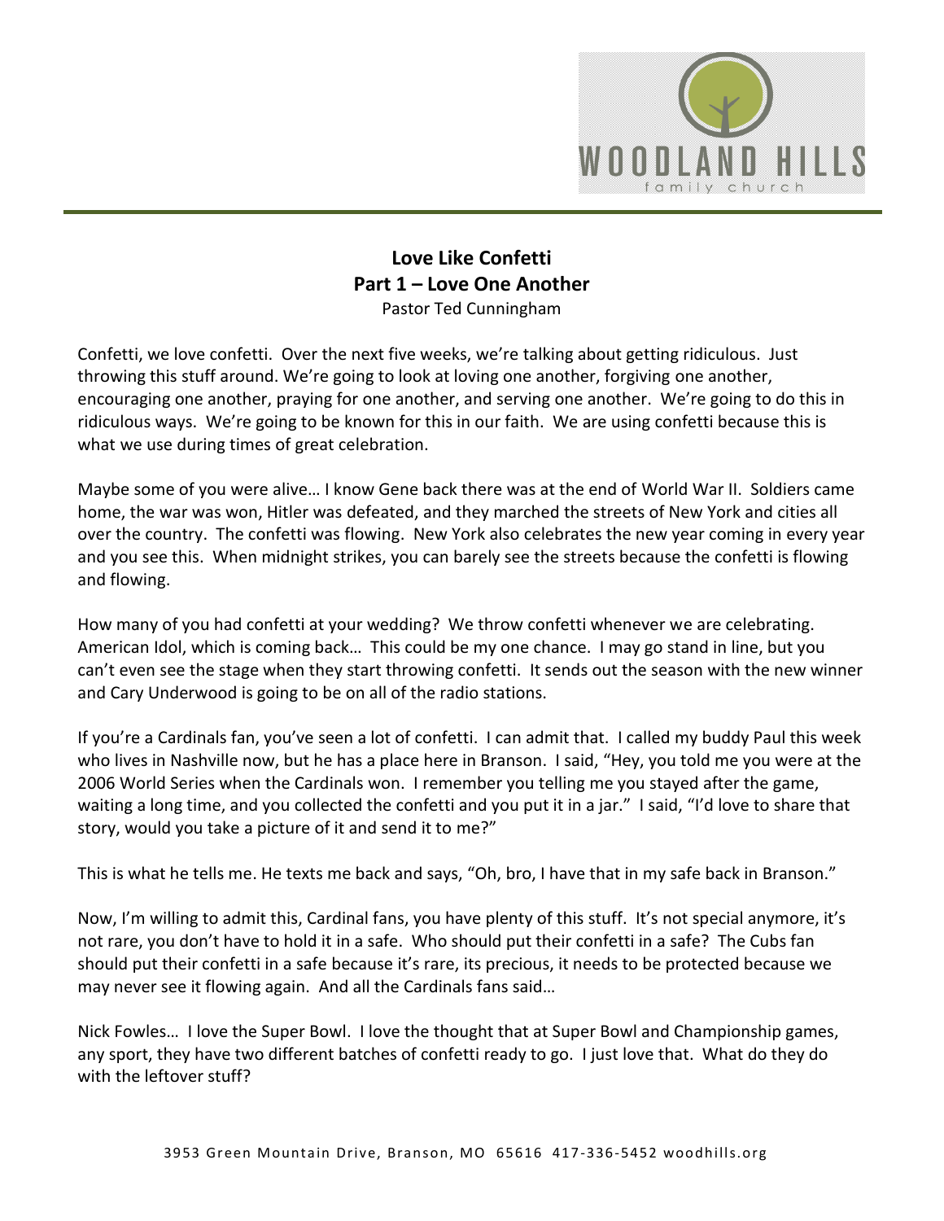# Love Like Confetti
## Part 1 – Love One Another
Pastor Ted Cunningham

Confetti, we love confetti. Over the next five weeks, we're talking about getting ridiculous. Just throwing this stuff around. We're going to look at loving one another, forgiving one another, encouraging one another, praying for one another, and serving one another. We're going to do this in ridiculous ways. We're going to be known for this in our faith. We are using confetti because this is what we use during times of great celebration.

Maybe some of you were alive… I know Gene back there was at the end of World War II. Soldiers came home, the war was won, Hitler was defeated, and they marched the streets of New York and cities all over the country. The confetti was flowing. New York also celebrates the new year coming in every year and you see this. When midnight strikes, you can barely see the streets because the confetti is flowing and flowing.

How many of you had confetti at your wedding? We throw confetti whenever we are celebrating. American Idol, which is coming back… This could be my one chance. I may go stand in line, but you can't even see the stage when they start throwing confetti. It sends out the season with the new winner and Cary Underwood is going to be on all of the radio stations.

If you're a Cardinals fan, you've seen a lot of confetti. I can admit that. I called my buddy Paul this week who lives in Nashville now, but he has a place here in Branson. I said, "Hey, you told me you were at the 2006 World Series when the Cardinals won. I remember you telling me you stayed after the game, waiting a long time, and you collected the confetti and you put it in a jar." I said, "I'd love to share that story, would you take a picture of it and send it to me?"

This is what he tells me. He texts me back and says, "Oh, bro, I have that in my safe back in Branson."

Now, I'm willing to admit this, Cardinal fans, you have plenty of this stuff. It's not special anymore, it's not rare, you don't have to hold it in a safe. Who should put their confetti in a safe? The Cubs fan should put their confetti in a safe because it's rare, its precious, it needs to be protected because we may never see it flowing again. And all the Cardinals fans said…

Nick Fowles… I love the Super Bowl. I love the thought that at Super Bowl and Championship games, any sport, they have two different batches of confetti ready to go. I just love that. What do they do with the leftover stuff?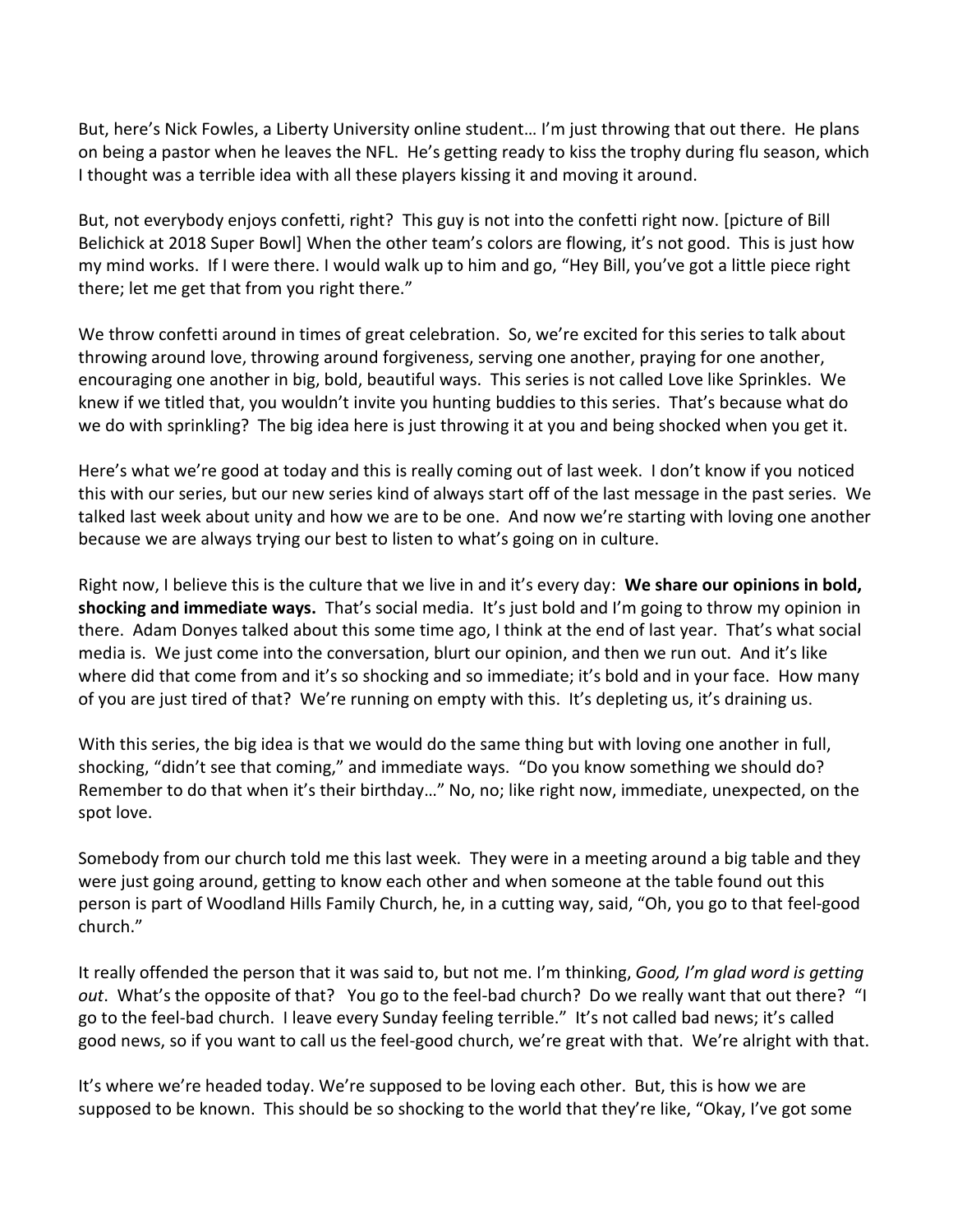But, here's Nick Fowles, a Liberty University online student… I'm just throwing that out there. He plans on being a pastor when he leaves the NFL. He's getting ready to kiss the trophy during flu season, which I thought was a terrible idea with all these players kissing it and moving it around.

But, not everybody enjoys confetti, right? This guy is not into the confetti right now. [picture of Bill Belichick at 2018 Super Bowl] When the other team's colors are flowing, it's not good. This is just how my mind works. If I were there. I would walk up to him and go, "Hey Bill, you've got a little piece right there; let me get that from you right there."

We throw confetti around in times of great celebration. So, we're excited for this series to talk about throwing around love, throwing around forgiveness, serving one another, praying for one another, encouraging one another in big, bold, beautiful ways. This series is not called Love like Sprinkles. We knew if we titled that, you wouldn't invite you hunting buddies to this series. That's because what do we do with sprinkling? The big idea here is just throwing it at you and being shocked when you get it.

Here's what we're good at today and this is really coming out of last week. I don't know if you noticed this with our series, but our new series kind of always start off of the last message in the past series. We talked last week about unity and how we are to be one. And now we're starting with loving one another because we are always trying our best to listen to what's going on in culture.

Right now, I believe this is the culture that we live in and it's every day: **We share our opinions in bold, shocking and immediate ways.** That's social media. It's just bold and I'm going to throw my opinion in there. Adam Donyes talked about this some time ago, I think at the end of last year. That's what social media is. We just come into the conversation, blurt our opinion, and then we run out. And it's like where did that come from and it's so shocking and so immediate; it's bold and in your face. How many of you are just tired of that? We're running on empty with this. It's depleting us, it's draining us.

With this series, the big idea is that we would do the same thing but with loving one another in full, shocking, "didn't see that coming," and immediate ways. "Do you know something we should do? Remember to do that when it's their birthday…" No, no; like right now, immediate, unexpected, on the spot love.

Somebody from our church told me this last week. They were in a meeting around a big table and they were just going around, getting to know each other and when someone at the table found out this person is part of Woodland Hills Family Church, he, in a cutting way, said, "Oh, you go to that feel-good church."

It really offended the person that it was said to, but not me. I'm thinking, *Good, I'm glad word is getting out*. What's the opposite of that? You go to the feel-bad church? Do we really want that out there? "I go to the feel-bad church. I leave every Sunday feeling terrible." It's not called bad news; it's called good news, so if you want to call us the feel-good church, we're great with that. We're alright with that.

It's where we're headed today. We're supposed to be loving each other. But, this is how we are supposed to be known. This should be so shocking to the world that they're like, "Okay, I've got some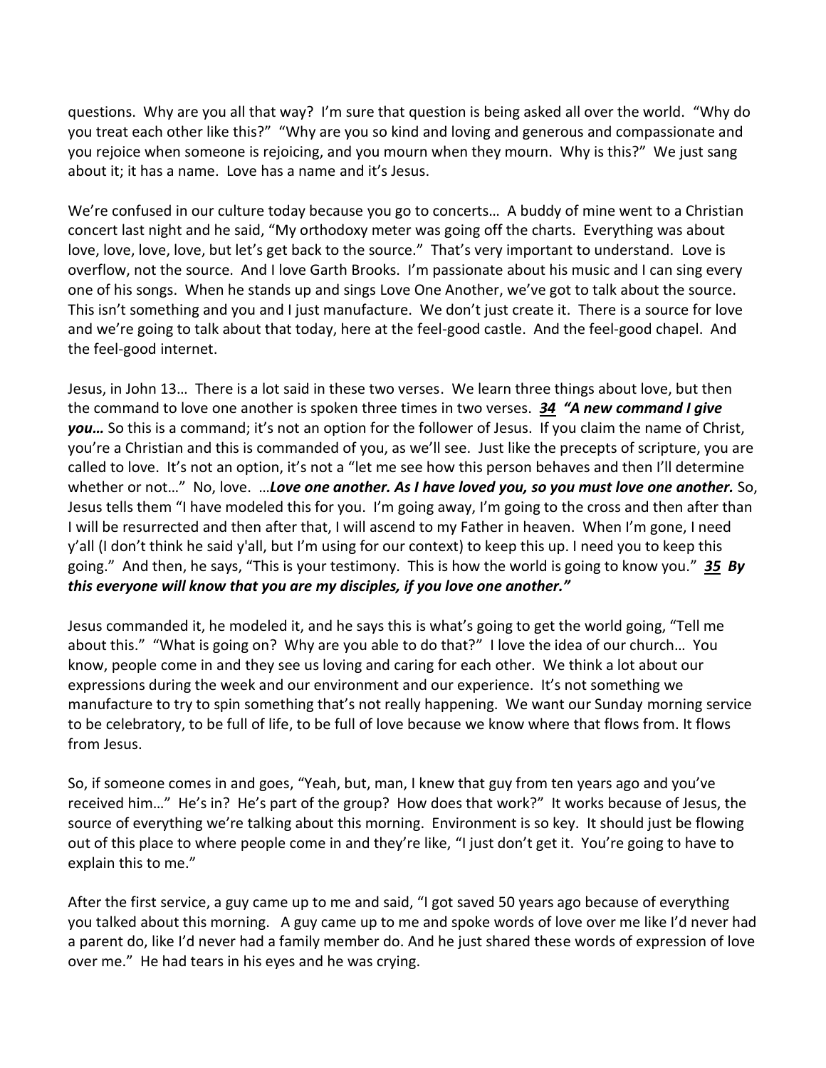questions. Why are you all that way? I'm sure that question is being asked all over the world. "Why do you treat each other like this?" "Why are you so kind and loving and generous and compassionate and you rejoice when someone is rejoicing, and you mourn when they mourn. Why is this?" We just sang about it; it has a name. Love has a name and it's Jesus.

We're confused in our culture today because you go to concerts… A buddy of mine went to a Christian concert last night and he said, "My orthodoxy meter was going off the charts. Everything was about love, love, love, love, but let's get back to the source." That's very important to understand. Love is overflow, not the source. And I love Garth Brooks. I'm passionate about his music and I can sing every one of his songs. When he stands up and sings Love One Another, we've got to talk about the source. This isn't something and you and I just manufacture. We don't just create it. There is a source for love and we're going to talk about that today, here at the feel-good castle. And the feel-good chapel. And the feel-good internet.

Jesus, in John 13… There is a lot said in these two verses. We learn three things about love, but then the command to love one another is spoken three times in two verses. ***34*** ***"A new command I give you…*** So this is a command; it's not an option for the follower of Jesus. If you claim the name of Christ, you're a Christian and this is commanded of you, as we'll see. Just like the precepts of scripture, you are called to love. It's not an option, it's not a "let me see how this person behaves and then I'll determine whether or not…" No, love. …***Love one another. As I have loved you, so you must love one another.*** So, Jesus tells them "I have modeled this for you. I'm going away, I'm going to the cross and then after than I will be resurrected and then after that, I will ascend to my Father in heaven. When I'm gone, I need y'all (I don't think he said y'all, but I'm using for our context) to keep this up. I need you to keep this going." And then, he says, "This is your testimony. This is how the world is going to know you." ***35*** ***By this everyone will know that you are my disciples, if you love one another."***

Jesus commanded it, he modeled it, and he says this is what's going to get the world going, "Tell me about this." "What is going on? Why are you able to do that?" I love the idea of our church… You know, people come in and they see us loving and caring for each other. We think a lot about our expressions during the week and our environment and our experience. It's not something we manufacture to try to spin something that's not really happening. We want our Sunday morning service to be celebratory, to be full of life, to be full of love because we know where that flows from. It flows from Jesus.

So, if someone comes in and goes, "Yeah, but, man, I knew that guy from ten years ago and you've received him…" He's in? He's part of the group? How does that work?" It works because of Jesus, the source of everything we're talking about this morning. Environment is so key. It should just be flowing out of this place to where people come in and they're like, "I just don't get it. You're going to have to explain this to me."

After the first service, a guy came up to me and said, "I got saved 50 years ago because of everything you talked about this morning. A guy came up to me and spoke words of love over me like I'd never had a parent do, like I'd never had a family member do. And he just shared these words of expression of love over me." He had tears in his eyes and he was crying.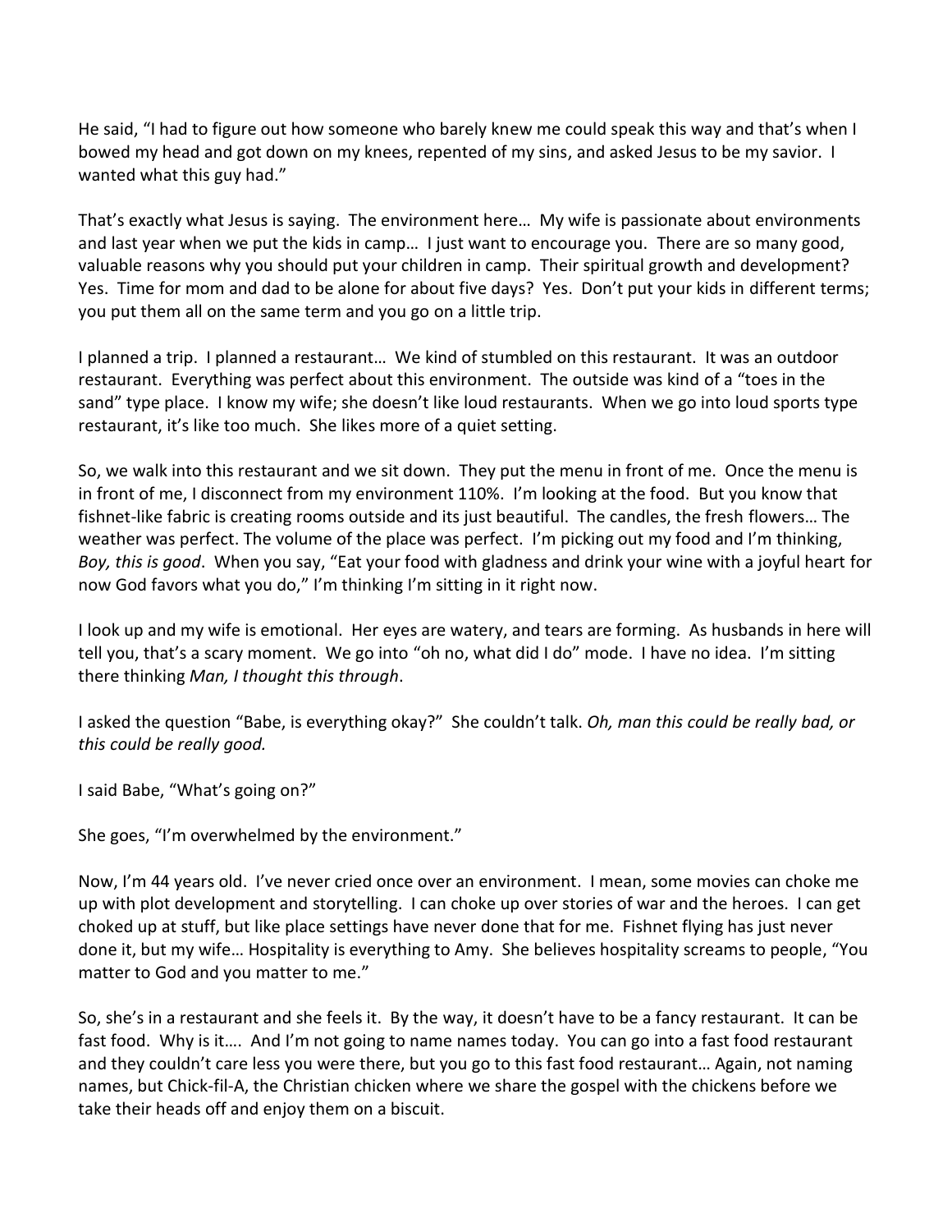He said, "I had to figure out how someone who barely knew me could speak this way and that's when I bowed my head and got down on my knees, repented of my sins, and asked Jesus to be my savior. I wanted what this guy had."

That's exactly what Jesus is saying. The environment here… My wife is passionate about environments and last year when we put the kids in camp… I just want to encourage you. There are so many good, valuable reasons why you should put your children in camp. Their spiritual growth and development? Yes. Time for mom and dad to be alone for about five days? Yes. Don't put your kids in different terms; you put them all on the same term and you go on a little trip.

I planned a trip. I planned a restaurant… We kind of stumbled on this restaurant. It was an outdoor restaurant. Everything was perfect about this environment. The outside was kind of a "toes in the sand" type place. I know my wife; she doesn't like loud restaurants. When we go into loud sports type restaurant, it's like too much. She likes more of a quiet setting.

So, we walk into this restaurant and we sit down. They put the menu in front of me. Once the menu is in front of me, I disconnect from my environment 110%. I'm looking at the food. But you know that fishnet-like fabric is creating rooms outside and its just beautiful. The candles, the fresh flowers… The weather was perfect. The volume of the place was perfect. I'm picking out my food and I'm thinking, *Boy, this is good*. When you say, "Eat your food with gladness and drink your wine with a joyful heart for now God favors what you do," I'm thinking I'm sitting in it right now.

I look up and my wife is emotional. Her eyes are watery, and tears are forming. As husbands in here will tell you, that's a scary moment. We go into "oh no, what did I do" mode. I have no idea. I'm sitting there thinking *Man, I thought this through*.

I asked the question "Babe, is everything okay?" She couldn't talk. *Oh, man this could be really bad, or this could be really good.*

I said Babe, "What's going on?"

She goes, "I'm overwhelmed by the environment."

Now, I'm 44 years old. I've never cried once over an environment. I mean, some movies can choke me up with plot development and storytelling. I can choke up over stories of war and the heroes. I can get choked up at stuff, but like place settings have never done that for me. Fishnet flying has just never done it, but my wife… Hospitality is everything to Amy. She believes hospitality screams to people, "You matter to God and you matter to me."

So, she's in a restaurant and she feels it. By the way, it doesn't have to be a fancy restaurant. It can be fast food. Why is it…. And I'm not going to name names today. You can go into a fast food restaurant and they couldn't care less you were there, but you go to this fast food restaurant… Again, not naming names, but Chick-fil-A, the Christian chicken where we share the gospel with the chickens before we take their heads off and enjoy them on a biscuit.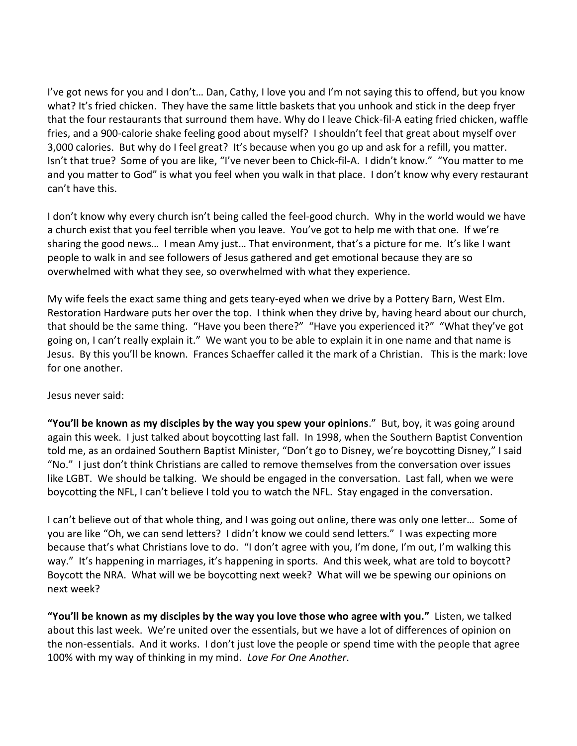I've got news for you and I don't… Dan, Cathy, I love you and I'm not saying this to offend, but you know what? It's fried chicken. They have the same little baskets that you unhook and stick in the deep fryer that the four restaurants that surround them have. Why do I leave Chick-fil-A eating fried chicken, waffle fries, and a 900-calorie shake feeling good about myself? I shouldn't feel that great about myself over 3,000 calories. But why do I feel great? It's because when you go up and ask for a refill, you matter. Isn't that true? Some of you are like, "I've never been to Chick-fil-A. I didn't know." "You matter to me and you matter to God" is what you feel when you walk in that place. I don't know why every restaurant can't have this.

I don't know why every church isn't being called the feel-good church. Why in the world would we have a church exist that you feel terrible when you leave. You've got to help me with that one. If we're sharing the good news… I mean Amy just… That environment, that's a picture for me. It's like I want people to walk in and see followers of Jesus gathered and get emotional because they are so overwhelmed with what they see, so overwhelmed with what they experience.

My wife feels the exact same thing and gets teary-eyed when we drive by a Pottery Barn, West Elm. Restoration Hardware puts her over the top. I think when they drive by, having heard about our church, that should be the same thing. "Have you been there?" "Have you experienced it?" "What they've got going on, I can't really explain it." We want you to be able to explain it in one name and that name is Jesus. By this you'll be known. Frances Schaeffer called it the mark of a Christian. This is the mark: love for one another.

Jesus never said:

**"You'll be known as my disciples by the way you spew your opinions**." But, boy, it was going around again this week. I just talked about boycotting last fall. In 1998, when the Southern Baptist Convention told me, as an ordained Southern Baptist Minister, "Don't go to Disney, we're boycotting Disney," I said "No." I just don't think Christians are called to remove themselves from the conversation over issues like LGBT. We should be talking. We should be engaged in the conversation. Last fall, when we were boycotting the NFL, I can't believe I told you to watch the NFL. Stay engaged in the conversation.

I can't believe out of that whole thing, and I was going out online, there was only one letter… Some of you are like "Oh, we can send letters? I didn't know we could send letters." I was expecting more because that's what Christians love to do. "I don't agree with you, I'm done, I'm out, I'm walking this way." It's happening in marriages, it's happening in sports. And this week, what are told to boycott? Boycott the NRA. What will we be boycotting next week? What will we be spewing our opinions on next week?

**"You'll be known as my disciples by the way you love those who agree with you."** Listen, we talked about this last week. We're united over the essentials, but we have a lot of differences of opinion on the non-essentials. And it works. I don't just love the people or spend time with the people that agree 100% with my way of thinking in my mind. *Love For One Another*.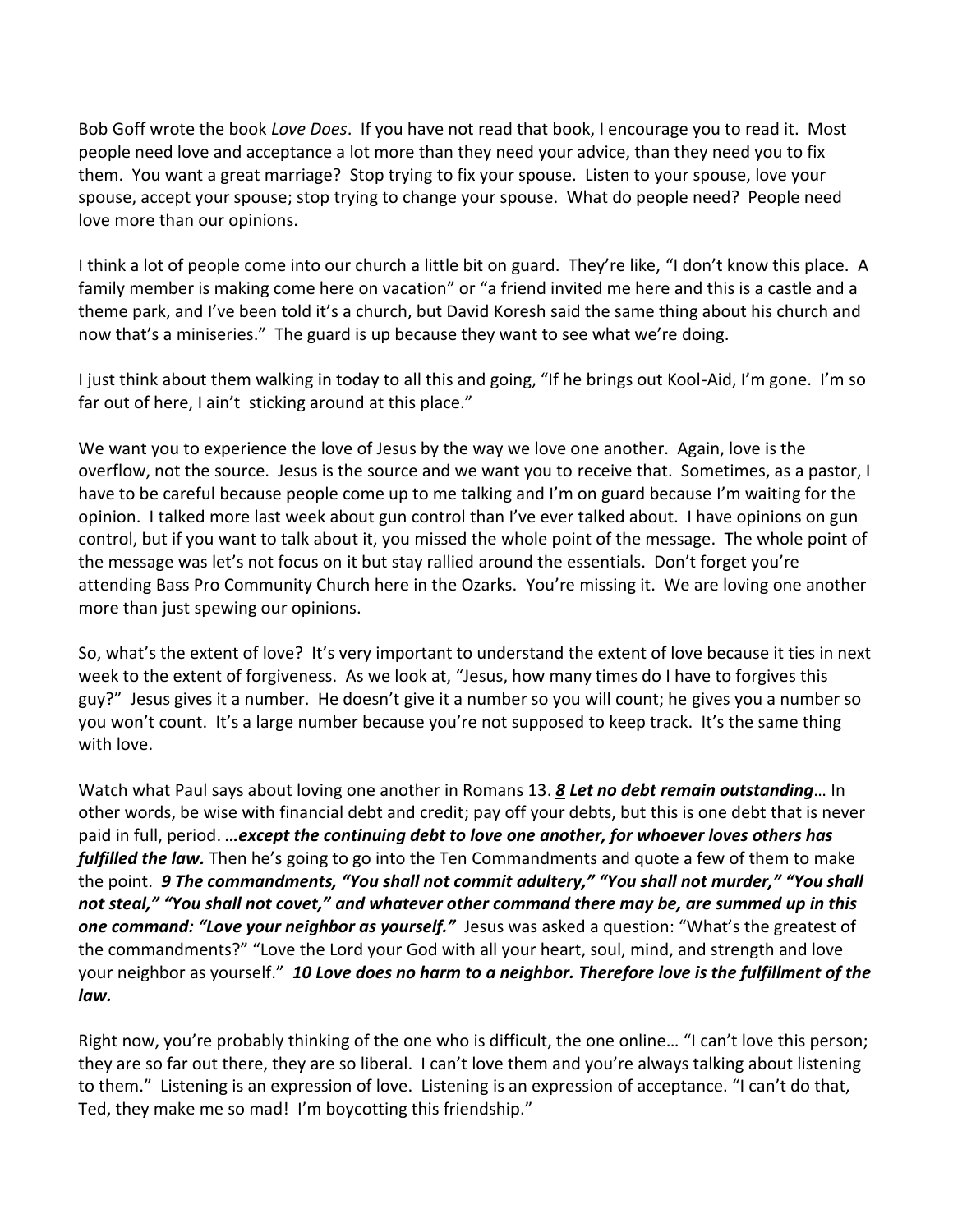Bob Goff wrote the book *Love Does*. If you have not read that book, I encourage you to read it. Most people need love and acceptance a lot more than they need your advice, than they need you to fix them. You want a great marriage? Stop trying to fix your spouse. Listen to your spouse, love your spouse, accept your spouse; stop trying to change your spouse. What do people need? People need love more than our opinions.

I think a lot of people come into our church a little bit on guard. They're like, "I don't know this place. A family member is making come here on vacation" or "a friend invited me here and this is a castle and a theme park, and I've been told it's a church, but David Koresh said the same thing about his church and now that's a miniseries." The guard is up because they want to see what we're doing.

I just think about them walking in today to all this and going, "If he brings out Kool-Aid, I'm gone. I'm so far out of here, I ain't sticking around at this place."

We want you to experience the love of Jesus by the way we love one another. Again, love is the overflow, not the source. Jesus is the source and we want you to receive that. Sometimes, as a pastor, I have to be careful because people come up to me talking and I'm on guard because I'm waiting for the opinion. I talked more last week about gun control than I've ever talked about. I have opinions on gun control, but if you want to talk about it, you missed the whole point of the message. The whole point of the message was let's not focus on it but stay rallied around the essentials. Don't forget you're attending Bass Pro Community Church here in the Ozarks. You're missing it. We are loving one another more than just spewing our opinions.

So, what's the extent of love? It's very important to understand the extent of love because it ties in next week to the extent of forgiveness. As we look at, "Jesus, how many times do I have to forgives this guy?" Jesus gives it a number. He doesn't give it a number so you will count; he gives you a number so you won't count. It's a large number because you're not supposed to keep track. It's the same thing with love.

Watch what Paul says about loving one another in Romans 13. ***8*** ***Let no debt remain outstanding***… In other words, be wise with financial debt and credit; pay off your debts, but this is one debt that is never paid in full, period. ***…except the continuing debt to love one another, for whoever loves others has fulfilled the law.*** Then he's going to go into the Ten Commandments and quote a few of them to make the point. ***9*** ***The commandments, "You shall not commit adultery," "You shall not murder," "You shall not steal," "You shall not covet," and whatever other command there may be, are summed up in this one command: "Love your neighbor as yourself."*** Jesus was asked a question: "What's the greatest of the commandments?" "Love the Lord your God with all your heart, soul, mind, and strength and love your neighbor as yourself." ***10*** ***Love does no harm to a neighbor. Therefore love is the fulfillment of the law.***

Right now, you're probably thinking of the one who is difficult, the one online… "I can't love this person; they are so far out there, they are so liberal. I can't love them and you're always talking about listening to them." Listening is an expression of love. Listening is an expression of acceptance. "I can't do that, Ted, they make me so mad! I'm boycotting this friendship."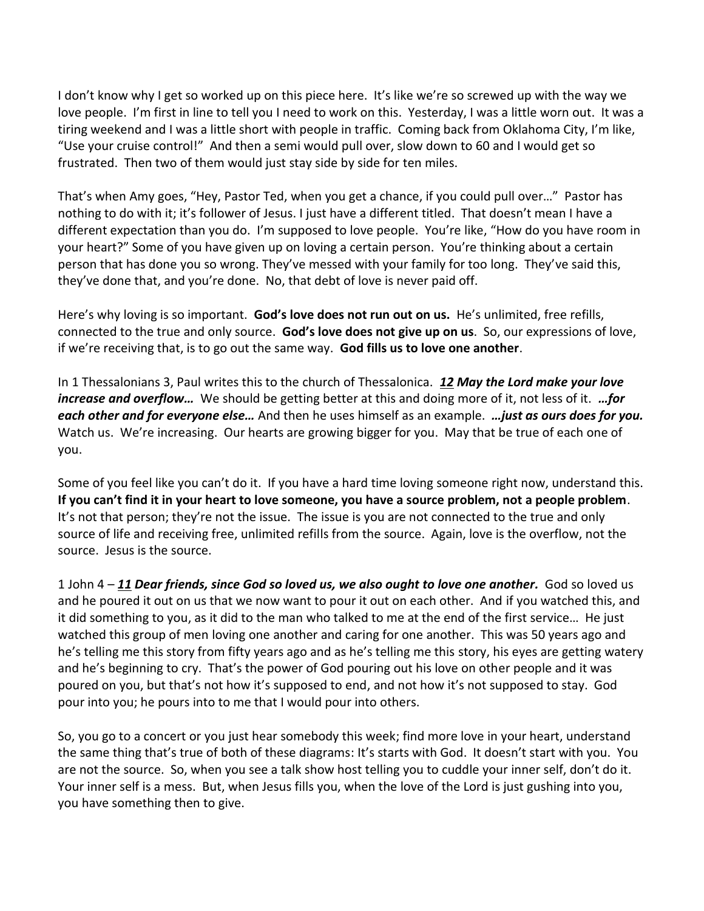I don't know why I get so worked up on this piece here. It's like we're so screwed up with the way we love people. I'm first in line to tell you I need to work on this. Yesterday, I was a little worn out. It was a tiring weekend and I was a little short with people in traffic. Coming back from Oklahoma City, I'm like, "Use your cruise control!" And then a semi would pull over, slow down to 60 and I would get so frustrated. Then two of them would just stay side by side for ten miles.

That's when Amy goes, "Hey, Pastor Ted, when you get a chance, if you could pull over…" Pastor has nothing to do with it; it's follower of Jesus. I just have a different titled. That doesn't mean I have a different expectation than you do. I'm supposed to love people. You're like, "How do you have room in your heart?" Some of you have given up on loving a certain person. You're thinking about a certain person that has done you so wrong. They've messed with your family for too long. They've said this, they've done that, and you're done. No, that debt of love is never paid off.

Here's why loving is so important. **God's love does not run out on us.** He's unlimited, free refills, connected to the true and only source. **God's love does not give up on us**. So, our expressions of love, if we're receiving that, is to go out the same way. **God fills us to love one another**.

In 1 Thessalonians 3, Paul writes this to the church of Thessalonica. ***12 May the Lord make your love increase and overflow…*** We should be getting better at this and doing more of it, not less of it. ***…for each other and for everyone else…*** And then he uses himself as an example. ***…just as ours does for you.*** Watch us. We're increasing. Our hearts are growing bigger for you. May that be true of each one of you.

Some of you feel like you can't do it. If you have a hard time loving someone right now, understand this. **If you can't find it in your heart to love someone, you have a source problem, not a people problem**. It's not that person; they're not the issue. The issue is you are not connected to the true and only source of life and receiving free, unlimited refills from the source. Again, love is the overflow, not the source. Jesus is the source.

1 John 4 – ***11 Dear friends, since God so loved us, we also ought to love one another.*** God so loved us and he poured it out on us that we now want to pour it out on each other. And if you watched this, and it did something to you, as it did to the man who talked to me at the end of the first service… He just watched this group of men loving one another and caring for one another. This was 50 years ago and he's telling me this story from fifty years ago and as he's telling me this story, his eyes are getting watery and he's beginning to cry. That's the power of God pouring out his love on other people and it was poured on you, but that's not how it's supposed to end, and not how it's not supposed to stay. God pour into you; he pours into to me that I would pour into others.

So, you go to a concert or you just hear somebody this week; find more love in your heart, understand the same thing that's true of both of these diagrams: It's starts with God. It doesn't start with you. You are not the source. So, when you see a talk show host telling you to cuddle your inner self, don't do it. Your inner self is a mess. But, when Jesus fills you, when the love of the Lord is just gushing into you, you have something then to give.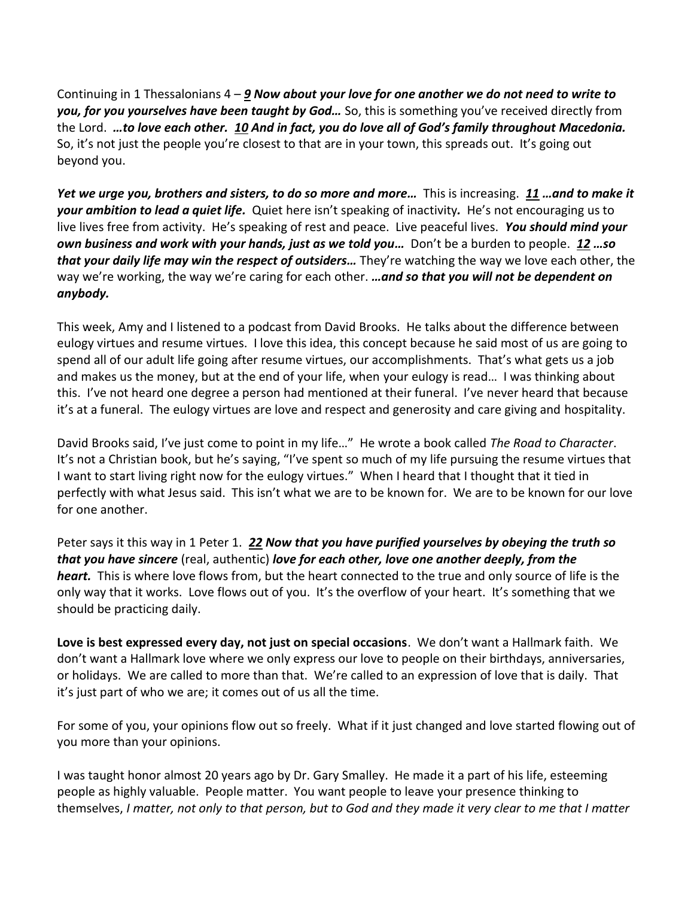Continuing in 1 Thessalonians 4 – ***9 Now about your love for one another we do not need to write to you, for you yourselves have been taught by God…*** So, this is something you've received directly from the Lord. ***…to love each other. 10 And in fact, you do love all of God's family throughout Macedonia.*** So, it's not just the people you're closest to that are in your town, this spreads out. It's going out beyond you.

***Yet we urge you, brothers and sisters, to do so more and more…*** This is increasing. ***11 …and to make it your ambition to lead a quiet life.*** Quiet here isn't speaking of inactivity**.** He's not encouraging us to live lives free from activity. He's speaking of rest and peace. Live peaceful lives. ***You should mind your own business and work with your hands, just as we told you…*** Don't be a burden to people. ***12 …so that your daily life may win the respect of outsiders…*** They're watching the way we love each other, the way we're working, the way we're caring for each other. ***…and so that you will not be dependent on anybody.***

This week, Amy and I listened to a podcast from David Brooks. He talks about the difference between eulogy virtues and resume virtues. I love this idea, this concept because he said most of us are going to spend all of our adult life going after resume virtues, our accomplishments. That's what gets us a job and makes us the money, but at the end of your life, when your eulogy is read… I was thinking about this. I've not heard one degree a person had mentioned at their funeral. I've never heard that because it's at a funeral. The eulogy virtues are love and respect and generosity and care giving and hospitality.

David Brooks said, I've just come to point in my life…" He wrote a book called *The Road to Character*. It's not a Christian book, but he's saying, "I've spent so much of my life pursuing the resume virtues that I want to start living right now for the eulogy virtues." When I heard that I thought that it tied in perfectly with what Jesus said. This isn't what we are to be known for. We are to be known for our love for one another.

Peter says it this way in 1 Peter 1. ***22 Now that you have purified yourselves by obeying the truth so that you have sincere*** (real, authentic) ***love for each other, love one another deeply, from the heart.*** This is where love flows from, but the heart connected to the true and only source of life is the only way that it works. Love flows out of you. It's the overflow of your heart. It's something that we should be practicing daily.

**Love is best expressed every day, not just on special occasions**. We don't want a Hallmark faith. We don't want a Hallmark love where we only express our love to people on their birthdays, anniversaries, or holidays. We are called to more than that. We're called to an expression of love that is daily. That it's just part of who we are; it comes out of us all the time.

For some of you, your opinions flow out so freely. What if it just changed and love started flowing out of you more than your opinions.

I was taught honor almost 20 years ago by Dr. Gary Smalley. He made it a part of his life, esteeming people as highly valuable. People matter. You want people to leave your presence thinking to themselves, *I matter, not only to that person, but to God and they made it very clear to me that I matter*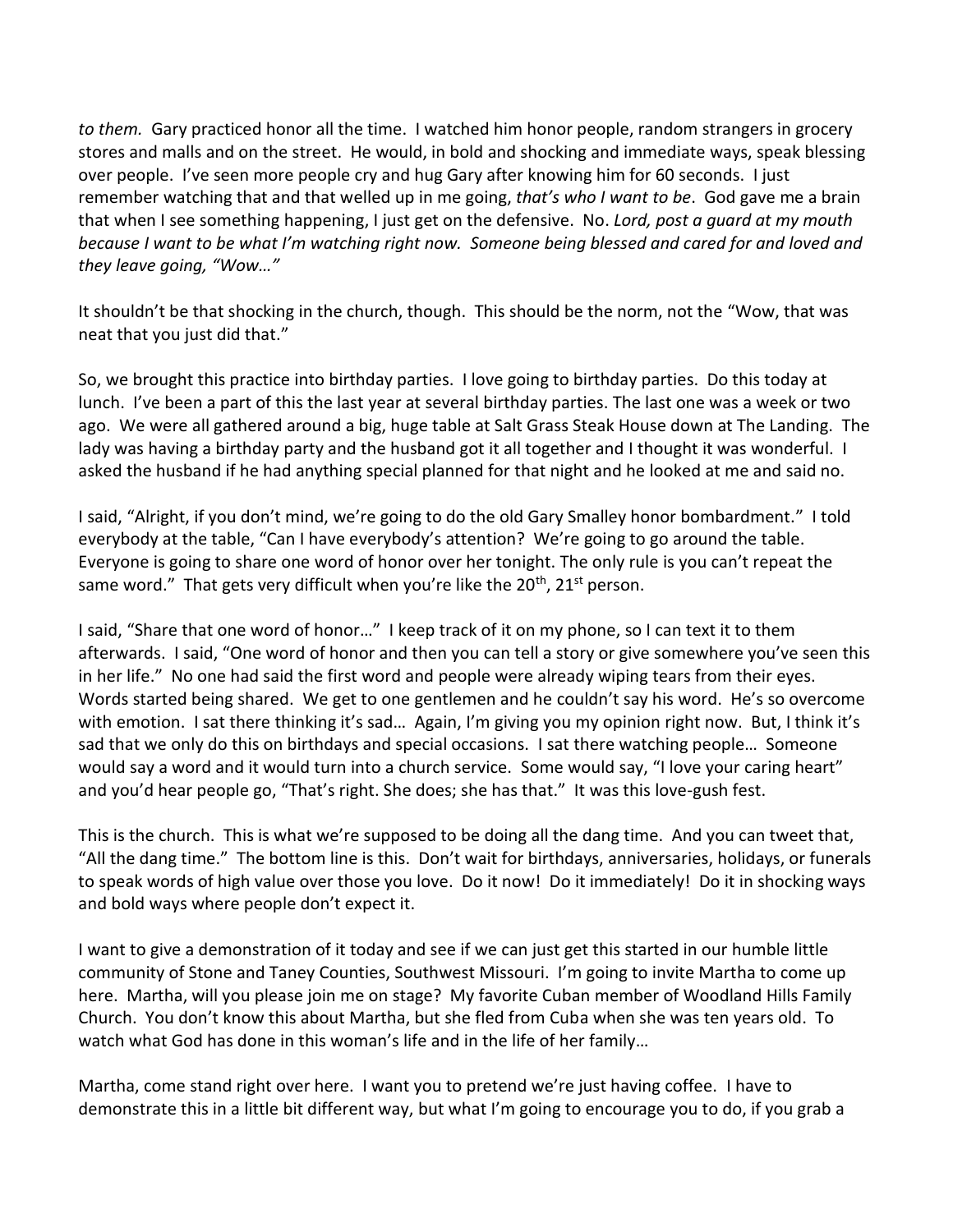*to them.* Gary practiced honor all the time. I watched him honor people, random strangers in grocery stores and malls and on the street. He would, in bold and shocking and immediate ways, speak blessing over people. I've seen more people cry and hug Gary after knowing him for 60 seconds. I just remember watching that and that welled up in me going, *that's who I want to be*. God gave me a brain that when I see something happening, I just get on the defensive. No. *Lord, post a guard at my mouth because I want to be what I'm watching right now. Someone being blessed and cared for and loved and they leave going, "Wow…"*

It shouldn't be that shocking in the church, though. This should be the norm, not the "Wow, that was neat that you just did that."

So, we brought this practice into birthday parties. I love going to birthday parties. Do this today at lunch. I've been a part of this the last year at several birthday parties. The last one was a week or two ago. We were all gathered around a big, huge table at Salt Grass Steak House down at The Landing. The lady was having a birthday party and the husband got it all together and I thought it was wonderful. I asked the husband if he had anything special planned for that night and he looked at me and said no.

I said, "Alright, if you don't mind, we're going to do the old Gary Smalley honor bombardment." I told everybody at the table, "Can I have everybody's attention? We're going to go around the table. Everyone is going to share one word of honor over her tonight. The only rule is you can't repeat the same word." That gets very difficult when you're like the 20th, 21st person.

I said, "Share that one word of honor…" I keep track of it on my phone, so I can text it to them afterwards. I said, "One word of honor and then you can tell a story or give somewhere you've seen this in her life." No one had said the first word and people were already wiping tears from their eyes. Words started being shared. We get to one gentlemen and he couldn't say his word. He's so overcome with emotion. I sat there thinking it's sad… Again, I'm giving you my opinion right now. But, I think it's sad that we only do this on birthdays and special occasions. I sat there watching people… Someone would say a word and it would turn into a church service. Some would say, "I love your caring heart" and you'd hear people go, "That's right. She does; she has that." It was this love-gush fest.

This is the church. This is what we're supposed to be doing all the dang time. And you can tweet that, "All the dang time." The bottom line is this. Don't wait for birthdays, anniversaries, holidays, or funerals to speak words of high value over those you love. Do it now! Do it immediately! Do it in shocking ways and bold ways where people don't expect it.

I want to give a demonstration of it today and see if we can just get this started in our humble little community of Stone and Taney Counties, Southwest Missouri. I'm going to invite Martha to come up here. Martha, will you please join me on stage? My favorite Cuban member of Woodland Hills Family Church. You don't know this about Martha, but she fled from Cuba when she was ten years old. To watch what God has done in this woman's life and in the life of her family…

Martha, come stand right over here. I want you to pretend we're just having coffee. I have to demonstrate this in a little bit different way, but what I'm going to encourage you to do, if you grab a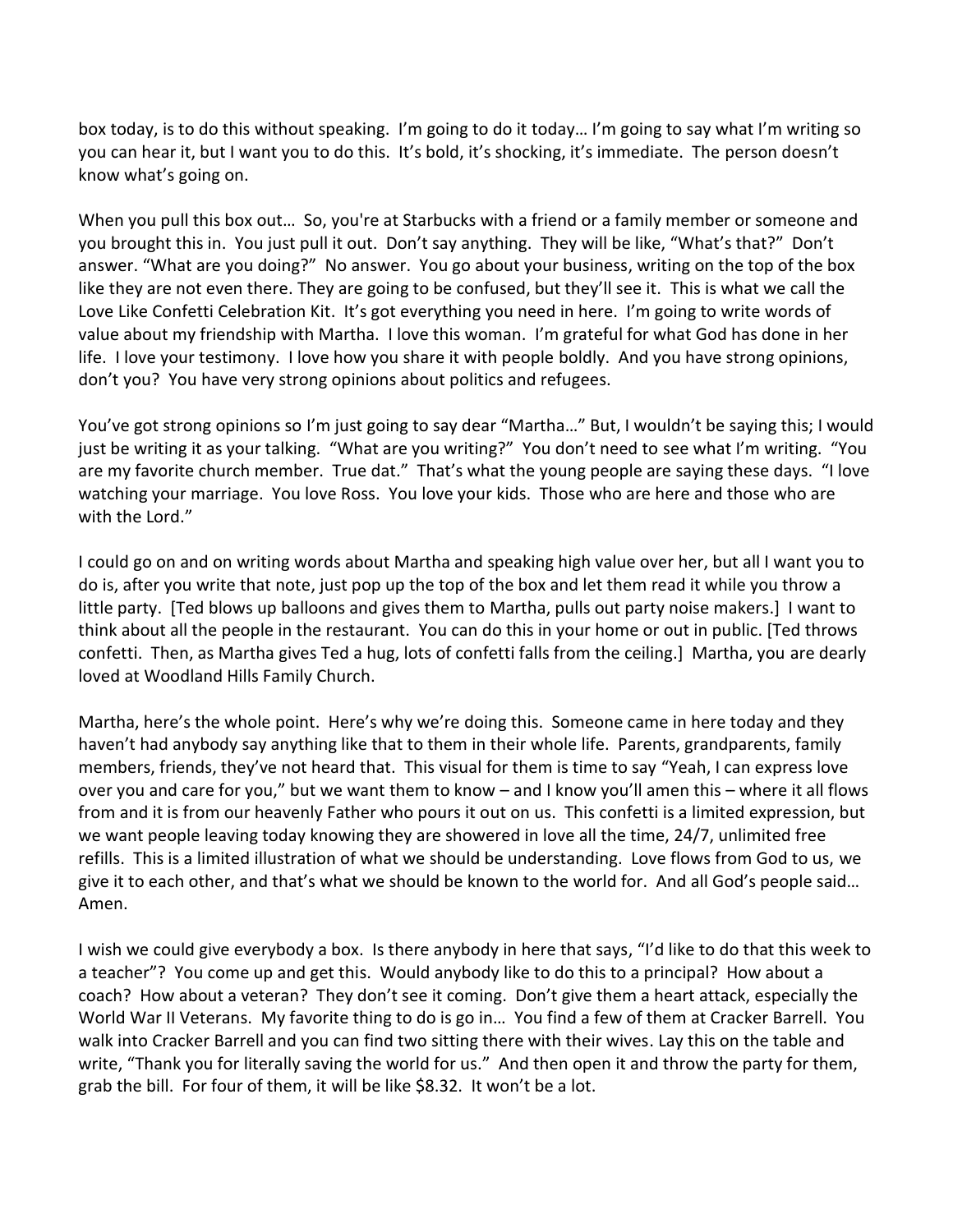box today, is to do this without speaking. I'm going to do it today… I'm going to say what I'm writing so you can hear it, but I want you to do this. It's bold, it's shocking, it's immediate. The person doesn't know what's going on.

When you pull this box out… So, you're at Starbucks with a friend or a family member or someone and you brought this in. You just pull it out. Don't say anything. They will be like, "What's that?" Don't answer. "What are you doing?" No answer. You go about your business, writing on the top of the box like they are not even there. They are going to be confused, but they'll see it. This is what we call the Love Like Confetti Celebration Kit. It's got everything you need in here. I'm going to write words of value about my friendship with Martha. I love this woman. I'm grateful for what God has done in her life. I love your testimony. I love how you share it with people boldly. And you have strong opinions, don't you? You have very strong opinions about politics and refugees.

You've got strong opinions so I'm just going to say dear "Martha…" But, I wouldn't be saying this; I would just be writing it as your talking. "What are you writing?" You don't need to see what I'm writing. "You are my favorite church member. True dat." That's what the young people are saying these days. "I love watching your marriage. You love Ross. You love your kids. Those who are here and those who are with the Lord."

I could go on and on writing words about Martha and speaking high value over her, but all I want you to do is, after you write that note, just pop up the top of the box and let them read it while you throw a little party. [Ted blows up balloons and gives them to Martha, pulls out party noise makers.] I want to think about all the people in the restaurant. You can do this in your home or out in public. [Ted throws confetti. Then, as Martha gives Ted a hug, lots of confetti falls from the ceiling.] Martha, you are dearly loved at Woodland Hills Family Church.

Martha, here's the whole point. Here's why we're doing this. Someone came in here today and they haven't had anybody say anything like that to them in their whole life. Parents, grandparents, family members, friends, they've not heard that. This visual for them is time to say "Yeah, I can express love over you and care for you," but we want them to know – and I know you'll amen this – where it all flows from and it is from our heavenly Father who pours it out on us. This confetti is a limited expression, but we want people leaving today knowing they are showered in love all the time, 24/7, unlimited free refills. This is a limited illustration of what we should be understanding. Love flows from God to us, we give it to each other, and that's what we should be known to the world for. And all God's people said… Amen.

I wish we could give everybody a box. Is there anybody in here that says, "I'd like to do that this week to a teacher"? You come up and get this. Would anybody like to do this to a principal? How about a coach? How about a veteran? They don't see it coming. Don't give them a heart attack, especially the World War II Veterans. My favorite thing to do is go in… You find a few of them at Cracker Barrell. You walk into Cracker Barrell and you can find two sitting there with their wives. Lay this on the table and write, "Thank you for literally saving the world for us." And then open it and throw the party for them, grab the bill. For four of them, it will be like $8.32. It won't be a lot.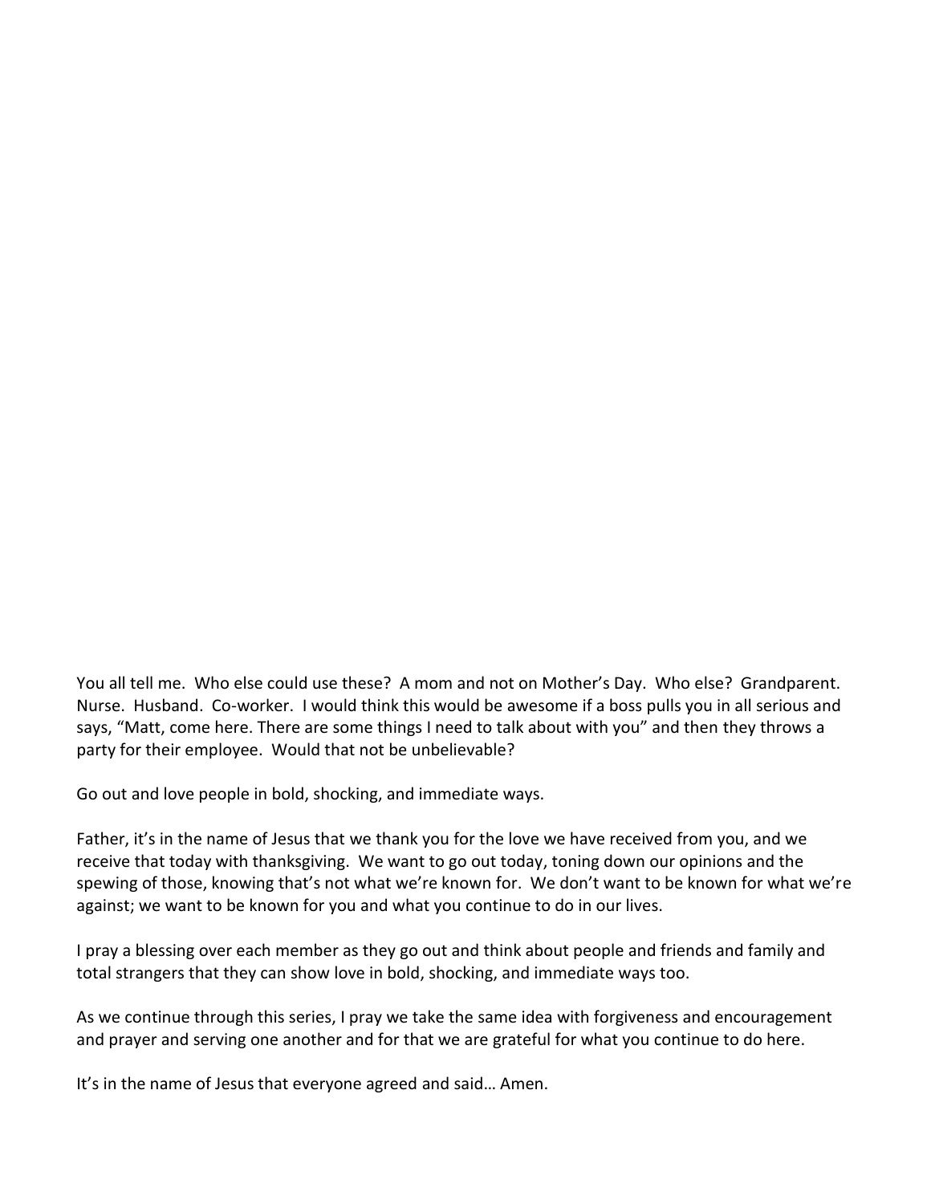You all tell me. Who else could use these? A mom and not on Mother's Day. Who else? Grandparent. Nurse. Husband. Co-worker. I would think this would be awesome if a boss pulls you in all serious and says, "Matt, come here. There are some things I need to talk about with you" and then they throws a party for their employee. Would that not be unbelievable?

Go out and love people in bold, shocking, and immediate ways.

Father, it's in the name of Jesus that we thank you for the love we have received from you, and we receive that today with thanksgiving. We want to go out today, toning down our opinions and the spewing of those, knowing that's not what we're known for. We don't want to be known for what we're against; we want to be known for you and what you continue to do in our lives.

I pray a blessing over each member as they go out and think about people and friends and family and total strangers that they can show love in bold, shocking, and immediate ways too.

As we continue through this series, I pray we take the same idea with forgiveness and encouragement and prayer and serving one another and for that we are grateful for what you continue to do here.

It's in the name of Jesus that everyone agreed and said… Amen.